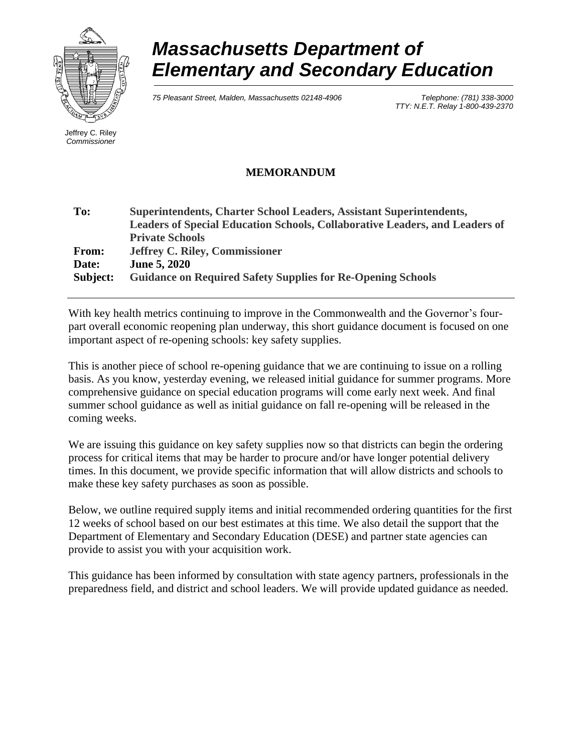# *Massachusetts Department of Elementary and Secondary Education*

*75 Pleasant Street, Malden, Massachusetts 02148-4906*

*Telephone: (781) 338-3000*
*TTY: N.E.T. Relay 1-800-439-2370*

Jeffrey C. Riley
*Commissioner*

## MEMORANDUM

| | |
|---|---|
| **To:** | **Superintendents, Charter School Leaders, Assistant Superintendents, Leaders of Special Education Schools, Collaborative Leaders, and Leaders of Private Schools** |
| **From:** | **Jeffrey C. Riley, Commissioner** |
| **Date:** | **June 5, 2020** |
| **Subject:** | **Guidance on Required Safety Supplies for Re-Opening Schools** |

---

With key health metrics continuing to improve in the Commonwealth and the Governor's four-part overall economic reopening plan underway, this short guidance document is focused on one important aspect of re-opening schools: key safety supplies.

This is another piece of school re-opening guidance that we are continuing to issue on a rolling basis. As you know, yesterday evening, we released initial guidance for summer programs. More comprehensive guidance on special education programs will come early next week. And final summer school guidance as well as initial guidance on fall re-opening will be released in the coming weeks.

We are issuing this guidance on key safety supplies now so that districts can begin the ordering process for critical items that may be harder to procure and/or have longer potential delivery times. In this document, we provide specific information that will allow districts and schools to make these key safety purchases as soon as possible.

Below, we outline required supply items and initial recommended ordering quantities for the first 12 weeks of school based on our best estimates at this time. We also detail the support that the Department of Elementary and Secondary Education (DESE) and partner state agencies can provide to assist you with your acquisition work.

This guidance has been informed by consultation with state agency partners, professionals in the preparedness field, and district and school leaders. We will provide updated guidance as needed.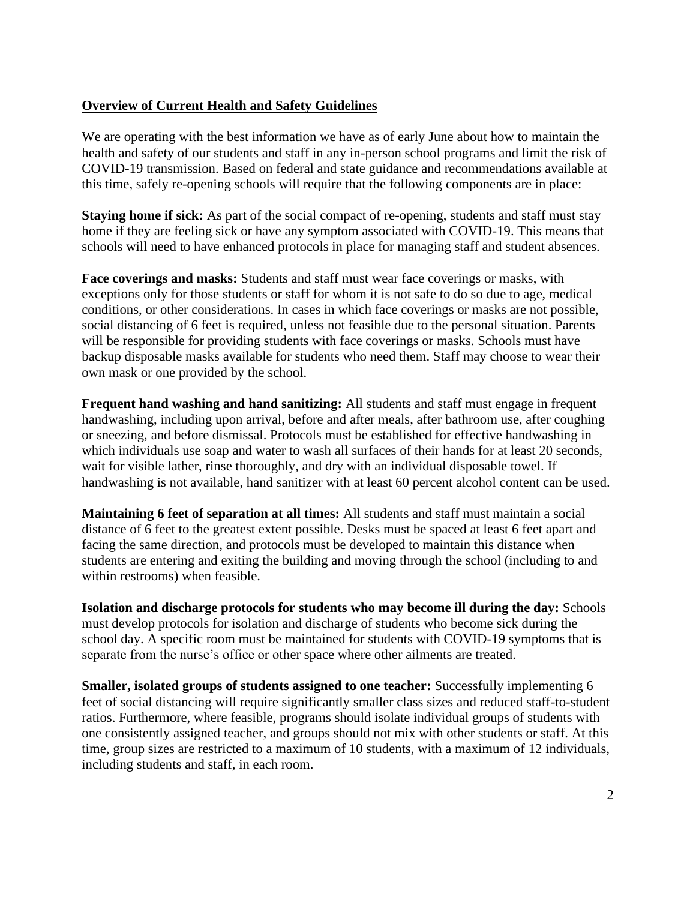## Overview of Current Health and Safety Guidelines

We are operating with the best information we have as of early June about how to maintain the health and safety of our students and staff in any in-person school programs and limit the risk of COVID-19 transmission. Based on federal and state guidance and recommendations available at this time, safely re-opening schools will require that the following components are in place:

**Staying home if sick:** As part of the social compact of re-opening, students and staff must stay home if they are feeling sick or have any symptom associated with COVID-19. This means that schools will need to have enhanced protocols in place for managing staff and student absences.

**Face coverings and masks:** Students and staff must wear face coverings or masks, with exceptions only for those students or staff for whom it is not safe to do so due to age, medical conditions, or other considerations. In cases in which face coverings or masks are not possible, social distancing of 6 feet is required, unless not feasible due to the personal situation. Parents will be responsible for providing students with face coverings or masks. Schools must have backup disposable masks available for students who need them. Staff may choose to wear their own mask or one provided by the school.

**Frequent hand washing and hand sanitizing:** All students and staff must engage in frequent handwashing, including upon arrival, before and after meals, after bathroom use, after coughing or sneezing, and before dismissal. Protocols must be established for effective handwashing in which individuals use soap and water to wash all surfaces of their hands for at least 20 seconds, wait for visible lather, rinse thoroughly, and dry with an individual disposable towel. If handwashing is not available, hand sanitizer with at least 60 percent alcohol content can be used.

**Maintaining 6 feet of separation at all times:** All students and staff must maintain a social distance of 6 feet to the greatest extent possible. Desks must be spaced at least 6 feet apart and facing the same direction, and protocols must be developed to maintain this distance when students are entering and exiting the building and moving through the school (including to and within restrooms) when feasible.

**Isolation and discharge protocols for students who may become ill during the day:** Schools must develop protocols for isolation and discharge of students who become sick during the school day. A specific room must be maintained for students with COVID-19 symptoms that is separate from the nurse's office or other space where other ailments are treated.

**Smaller, isolated groups of students assigned to one teacher:** Successfully implementing 6 feet of social distancing will require significantly smaller class sizes and reduced staff-to-student ratios. Furthermore, where feasible, programs should isolate individual groups of students with one consistently assigned teacher, and groups should not mix with other students or staff. At this time, group sizes are restricted to a maximum of 10 students, with a maximum of 12 individuals, including students and staff, in each room.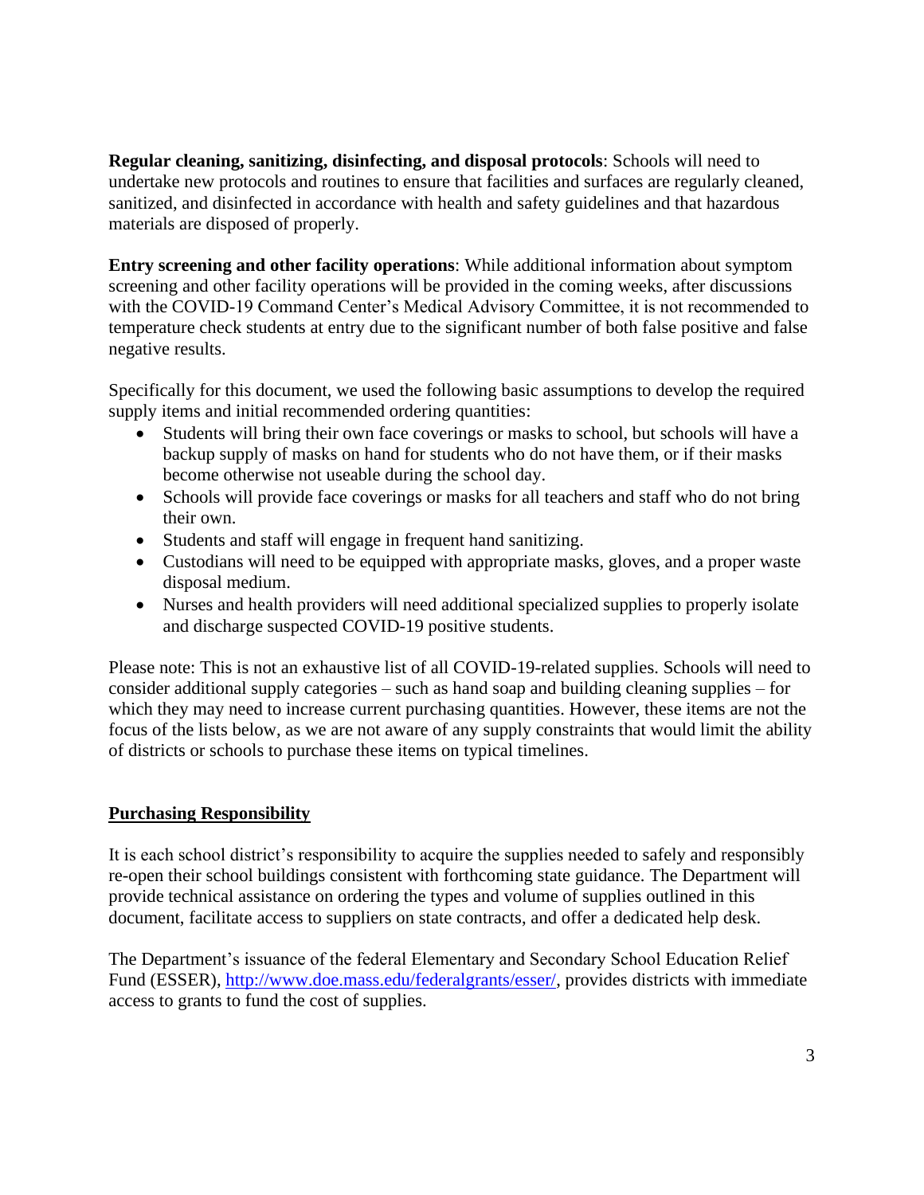**Regular cleaning, sanitizing, disinfecting, and disposal protocols**: Schools will need to undertake new protocols and routines to ensure that facilities and surfaces are regularly cleaned, sanitized, and disinfected in accordance with health and safety guidelines and that hazardous materials are disposed of properly.

**Entry screening and other facility operations**: While additional information about symptom screening and other facility operations will be provided in the coming weeks, after discussions with the COVID-19 Command Center's Medical Advisory Committee, it is not recommended to temperature check students at entry due to the significant number of both false positive and false negative results.

Specifically for this document, we used the following basic assumptions to develop the required supply items and initial recommended ordering quantities:

- Students will bring their own face coverings or masks to school, but schools will have a backup supply of masks on hand for students who do not have them, or if their masks become otherwise not useable during the school day.
- Schools will provide face coverings or masks for all teachers and staff who do not bring their own.
- Students and staff will engage in frequent hand sanitizing.
- Custodians will need to be equipped with appropriate masks, gloves, and a proper waste disposal medium.
- Nurses and health providers will need additional specialized supplies to properly isolate and discharge suspected COVID-19 positive students.

Please note: This is not an exhaustive list of all COVID-19-related supplies. Schools will need to consider additional supply categories – such as hand soap and building cleaning supplies – for which they may need to increase current purchasing quantities. However, these items are not the focus of the lists below, as we are not aware of any supply constraints that would limit the ability of districts or schools to purchase these items on typical timelines.

## Purchasing Responsibility

It is each school district's responsibility to acquire the supplies needed to safely and responsibly re-open their school buildings consistent with forthcoming state guidance. The Department will provide technical assistance on ordering the types and volume of supplies outlined in this document, facilitate access to suppliers on state contracts, and offer a dedicated help desk.

The Department's issuance of the federal Elementary and Secondary School Education Relief Fund (ESSER), http://www.doe.mass.edu/federalgrants/esser/, provides districts with immediate access to grants to fund the cost of supplies.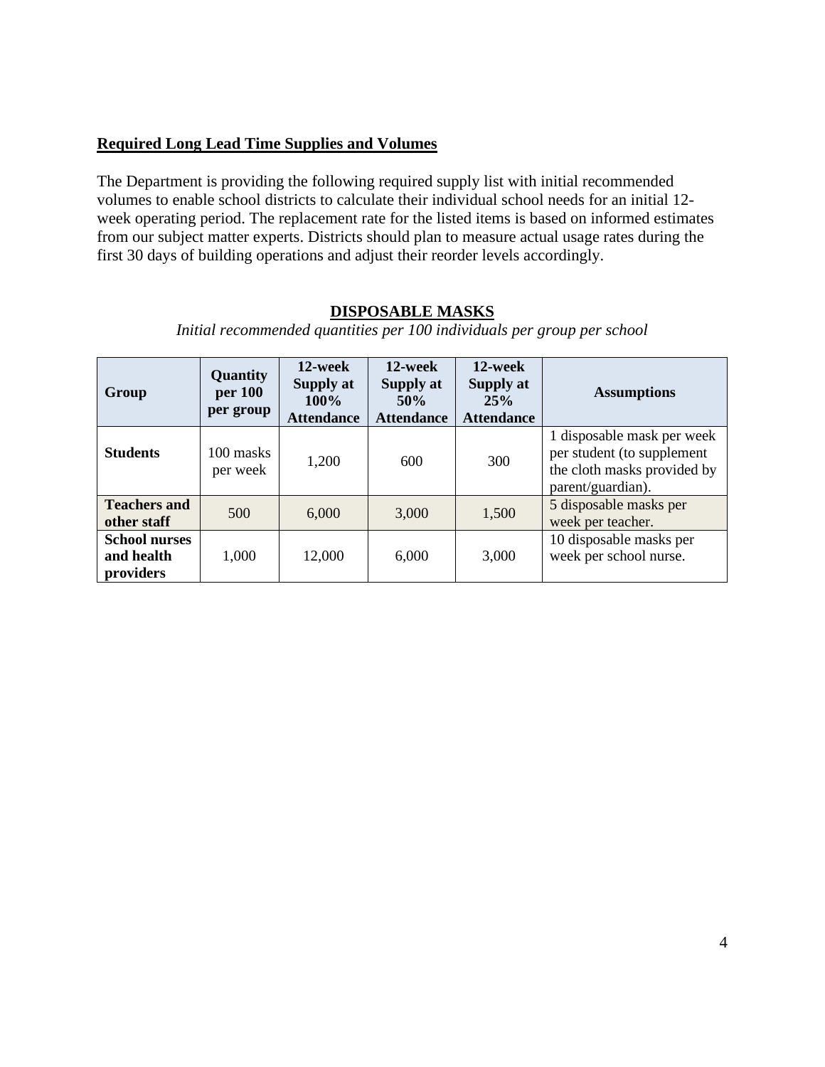**Required Long Lead Time Supplies and Volumes**

The Department is providing the following required supply list with initial recommended volumes to enable school districts to calculate their individual school needs for an initial 12-week operating period. The replacement rate for the listed items is based on informed estimates from our subject matter experts. Districts should plan to measure actual usage rates during the first 30 days of building operations and adjust their reorder levels accordingly.

**DISPOSABLE MASKS**

*Initial recommended quantities per 100 individuals per group per school*

| Group | Quantity per 100 per group | 12-week Supply at 100% Attendance | 12-week Supply at 50% Attendance | 12-week Supply at 25% Attendance | Assumptions |
|---|---|---|---|---|---|
| **Students** | 100 masks per week | 1,200 | 600 | 300 | 1 disposable mask per week per student (to supplement the cloth masks provided by parent/guardian). |
| **Teachers and other staff** | 500 | 6,000 | 3,000 | 1,500 | 5 disposable masks per week per teacher. |
| **School nurses and health providers** | 1,000 | 12,000 | 6,000 | 3,000 | 10 disposable masks per week per school nurse. |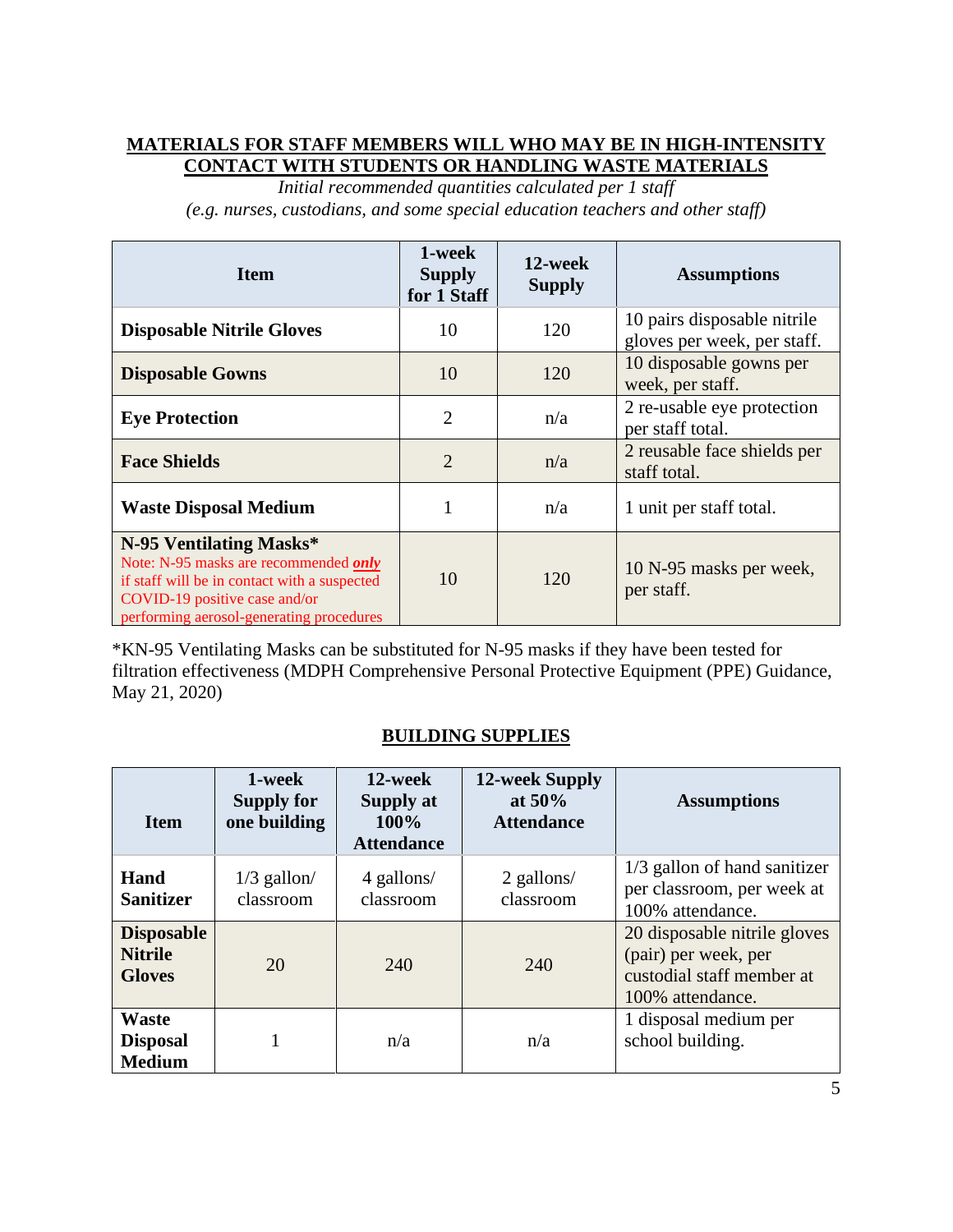## MATERIALS FOR STAFF MEMBERS WILL WHO MAY BE IN HIGH-INTENSITY CONTACT WITH STUDENTS OR HANDLING WASTE MATERIALS

*Initial recommended quantities calculated per 1 staff*
*(e.g. nurses, custodians, and some special education teachers and other staff)*

| Item | 1-week Supply for 1 Staff | 12-week Supply | Assumptions |
|---|---|---|---|
| **Disposable Nitrile Gloves** | 10 | 120 | 10 pairs disposable nitrile gloves per week, per staff. |
| **Disposable Gowns** | 10 | 120 | 10 disposable gowns per week, per staff. |
| **Eye Protection** | 2 | n/a | 2 re-usable eye protection per staff total. |
| **Face Shields** | 2 | n/a | 2 reusable face shields per staff total. |
| **Waste Disposal Medium** | 1 | n/a | 1 unit per staff total. |
| **N-95 Ventilating Masks***<br>Note: N-95 masks are recommended ***only*** if staff will be in contact with a suspected COVID-19 positive case and/or performing aerosol-generating procedures | 10 | 120 | 10 N-95 masks per week, per staff. |

*KN-95 Ventilating Masks can be substituted for N-95 masks if they have been tested for filtration effectiveness (MDPH Comprehensive Personal Protective Equipment (PPE) Guidance, May 21, 2020)

## BUILDING SUPPLIES

| Item | 1-week Supply for one building | 12-week Supply at 100% Attendance | 12-week Supply at 50% Attendance | Assumptions |
|---|---|---|---|---|
| **Hand Sanitizer** | 1/3 gallon/ classroom | 4 gallons/ classroom | 2 gallons/ classroom | 1/3 gallon of hand sanitizer per classroom, per week at 100% attendance. |
| **Disposable Nitrile Gloves** | 20 | 240 | 240 | 20 disposable nitrile gloves (pair) per week, per custodial staff member at 100% attendance. |
| **Waste Disposal Medium** | 1 | n/a | n/a | 1 disposal medium per school building. |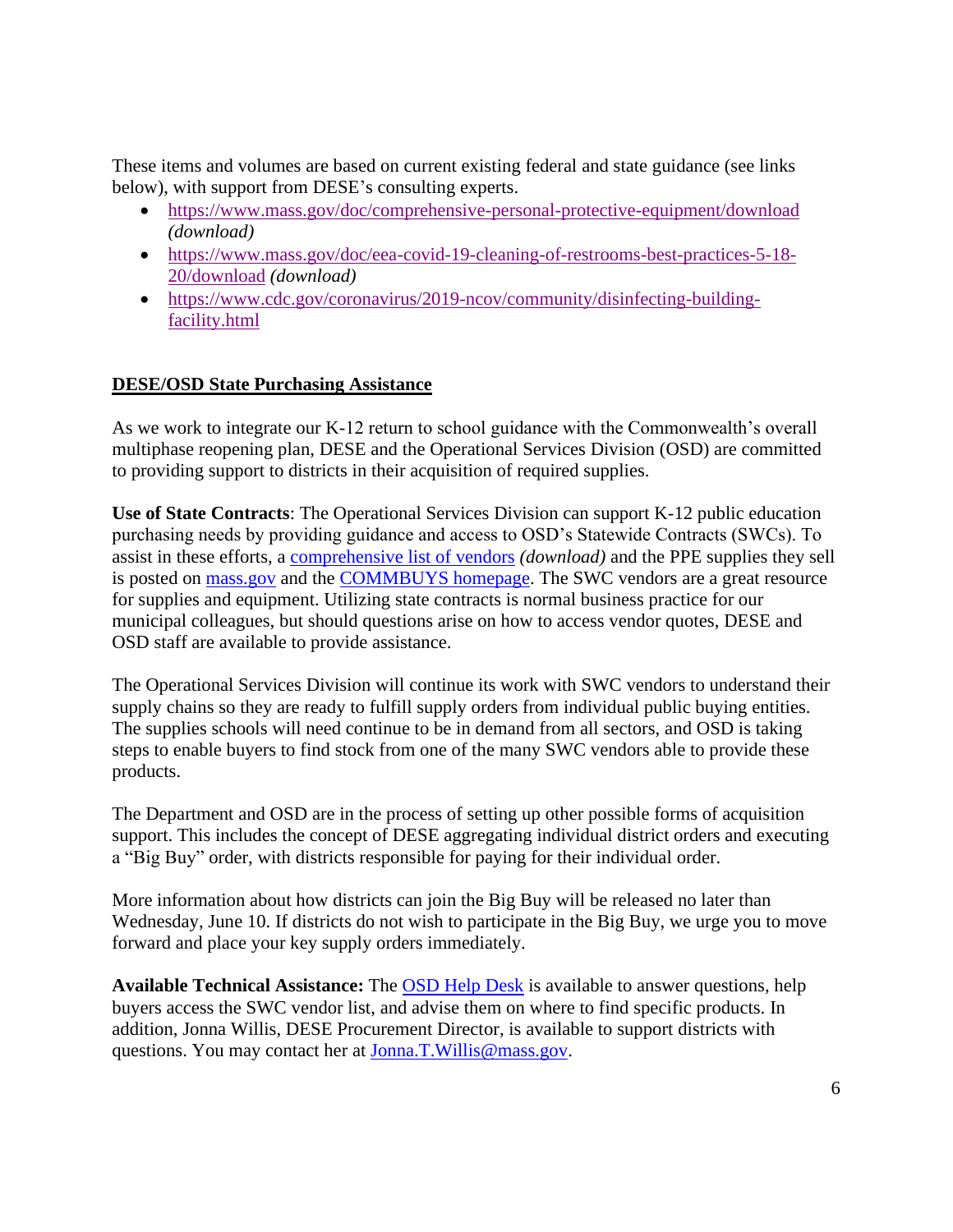These items and volumes are based on current existing federal and state guidance (see links below), with support from DESE's consulting experts.

- [https://www.mass.gov/doc/comprehensive-personal-protective-equipment/download](https://www.mass.gov/doc/comprehensive-personal-protective-equipment/download) *(download)*
- [https://www.mass.gov/doc/eea-covid-19-cleaning-of-restrooms-best-practices-5-18-20/download](https://www.mass.gov/doc/eea-covid-19-cleaning-of-restrooms-best-practices-5-18-20/download) *(download)*
- [https://www.cdc.gov/coronavirus/2019-ncov/community/disinfecting-building-facility.html](https://www.cdc.gov/coronavirus/2019-ncov/community/disinfecting-building-facility.html)

## DESE/OSD State Purchasing Assistance

As we work to integrate our K-12 return to school guidance with the Commonwealth's overall multiphase reopening plan, DESE and the Operational Services Division (OSD) are committed to providing support to districts in their acquisition of required supplies.

**Use of State Contracts**: The Operational Services Division can support K-12 public education purchasing needs by providing guidance and access to OSD's Statewide Contracts (SWCs). To assist in these efforts, a comprehensive list of vendors *(download)* and the PPE supplies they sell is posted on mass.gov and the COMMBUYS homepage. The SWC vendors are a great resource for supplies and equipment. Utilizing state contracts is normal business practice for our municipal colleagues, but should questions arise on how to access vendor quotes, DESE and OSD staff are available to provide assistance.

The Operational Services Division will continue its work with SWC vendors to understand their supply chains so they are ready to fulfill supply orders from individual public buying entities. The supplies schools will need continue to be in demand from all sectors, and OSD is taking steps to enable buyers to find stock from one of the many SWC vendors able to provide these products.

The Department and OSD are in the process of setting up other possible forms of acquisition support. This includes the concept of DESE aggregating individual district orders and executing a "Big Buy" order, with districts responsible for paying for their individual order.

More information about how districts can join the Big Buy will be released no later than Wednesday, June 10. If districts do not wish to participate in the Big Buy, we urge you to move forward and place your key supply orders immediately.

**Available Technical Assistance:** The OSD Help Desk is available to answer questions, help buyers access the SWC vendor list, and advise them on where to find specific products. In addition, Jonna Willis, DESE Procurement Director, is available to support districts with questions. You may contact her at Jonna.T.Willis@mass.gov.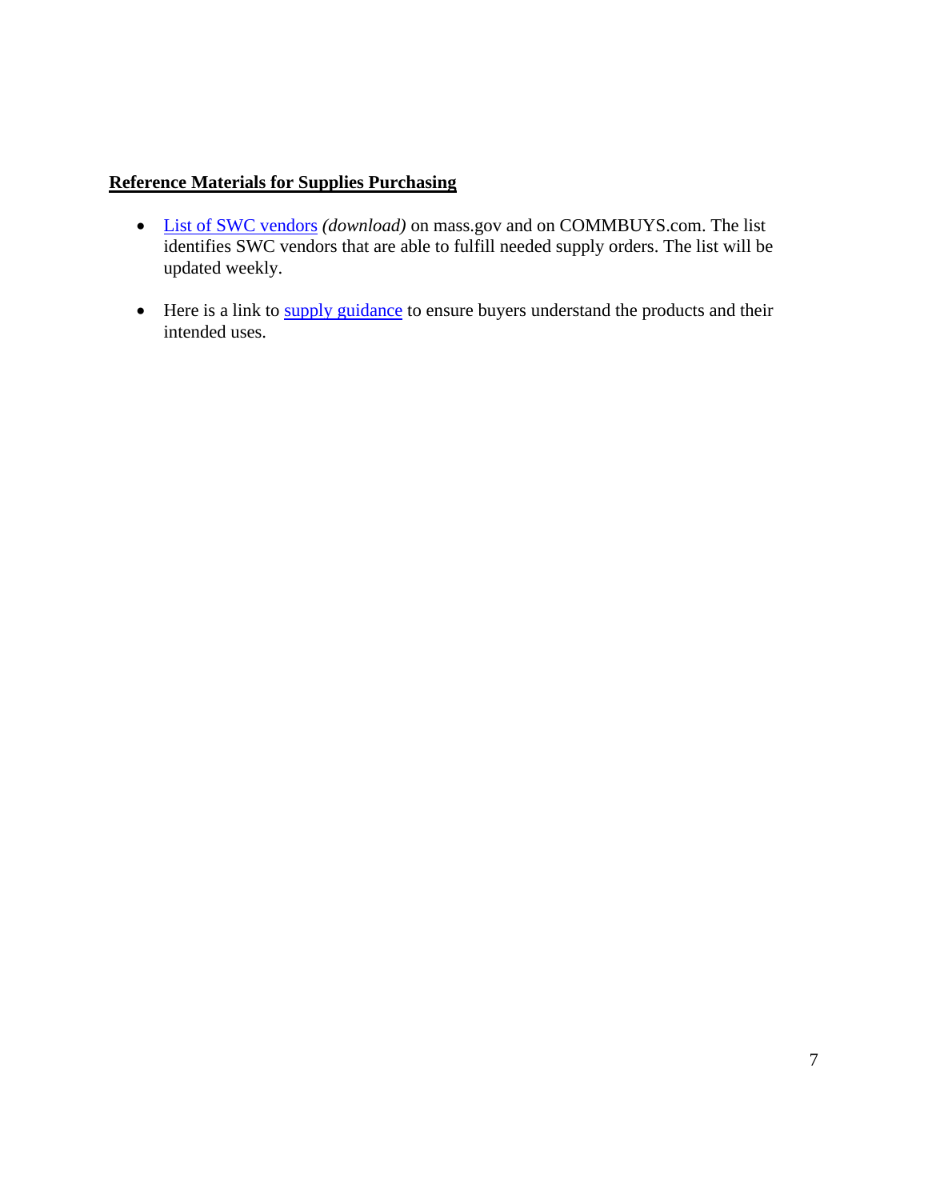**Reference Materials for Supplies Purchasing**

- List of SWC vendors *(download)* on mass.gov and on COMMBUYS.com. The list identifies SWC vendors that are able to fulfill needed supply orders. The list will be updated weekly.
- Here is a link to supply guidance to ensure buyers understand the products and their intended uses.